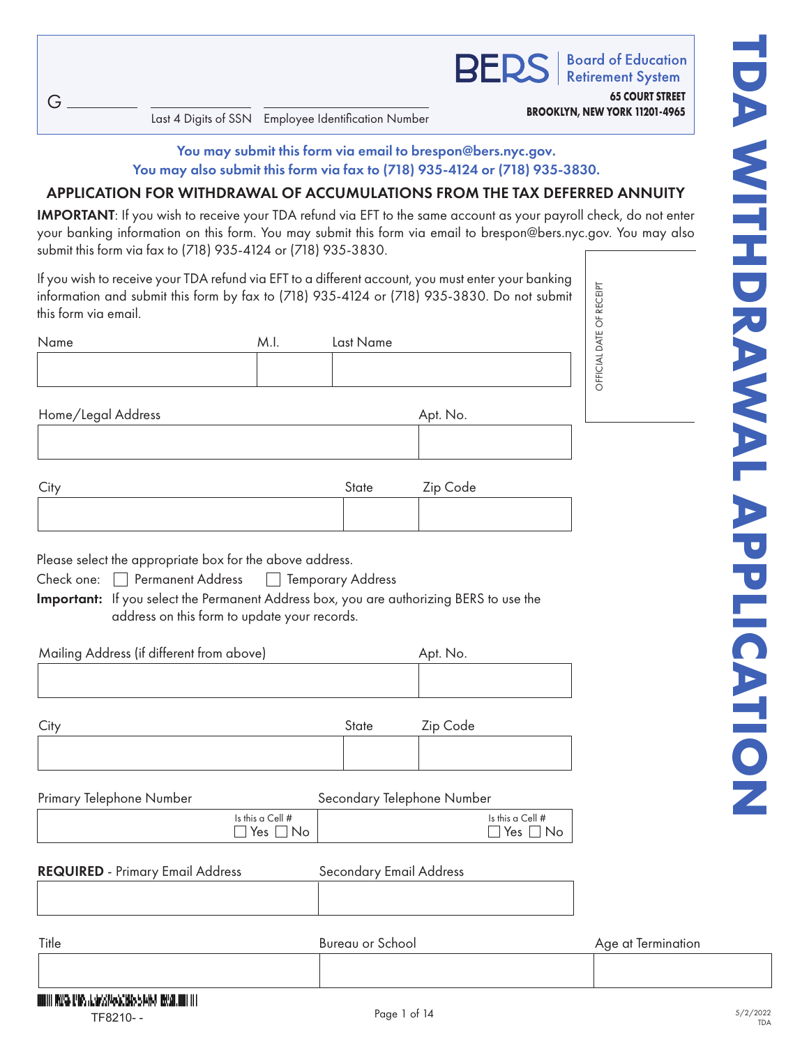G ________ ________________ ________________________________

Last 4 Digits of SSN Employee Identification Number

**BERS** | Board of Education Retirement System

**65 COURT STREET**
**BROOKLYN, NEW YORK 11201-4965**

# TDA WITHDRAWAL APPLICATION

**You may submit this form via email to brespon@bers.nyc.gov.**
**You may also submit this form via fax to (718) 935-4124 or (718) 935-3830.**

## APPLICATION FOR WITHDRAWAL OF ACCUMULATIONS FROM THE TAX DEFERRED ANNUITY

**IMPORTANT**: If you wish to receive your TDA refund via EFT to the same account as your payroll check, do not enter your banking information on this form. You may submit this form via email to brespon@bers.nyc.gov. You may also submit this form via fax to (718) 935-4124 or (718) 935-3830.

If you wish to receive your TDA refund via EFT to a different account, you must enter your banking information and submit this form by fax to (718) 935-4124 or (718) 935-3830. Do not submit this form via email.

OFFICIAL DATE OF RECEIPT

| Name | M.I. | Last Name |
|---|---|---|
| | | |

| Home/Legal Address | Apt. No. |
|---|---|
| | |

| City | State | Zip Code |
|---|---|---|
| | | |

Please select the appropriate box for the above address.

Check one: ☐ Permanent Address ☐ Temporary Address

**Important:** If you select the Permanent Address box, you are authorizing BERS to use the address on this form to update your records.

| Mailing Address (if different from above) | Apt. No. |
|---|---|
| | |

| City | State | Zip Code |
|---|---|---|
| | | |

| Primary Telephone Number | Secondary Telephone Number |
|---|---|
| Is this a Cell # ☐ Yes ☐ No | Is this a Cell # ☐ Yes ☐ No |

| **REQUIRED** - Primary Email Address | Secondary Email Address |
|---|---|
| | |

| Title | Bureau or School | Age at Termination |
|---|---|---|
| | | |

TF8210- -

5/2/2022
TDA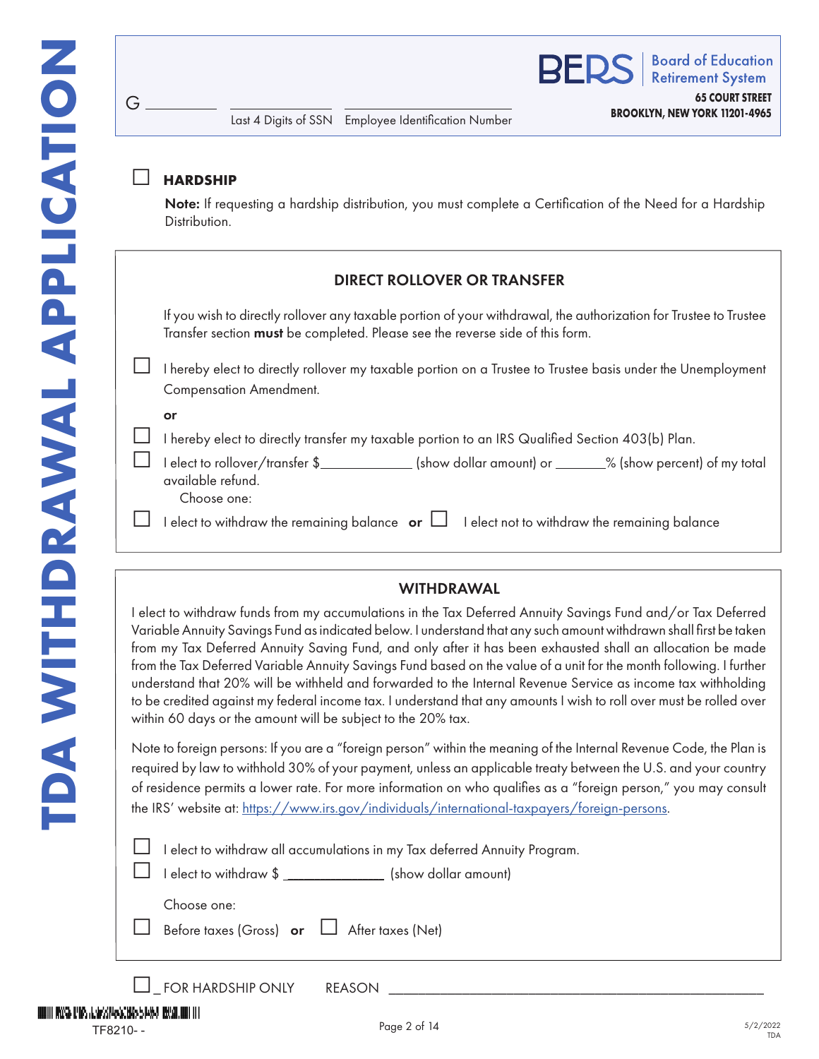# TDA WITHDRAWAL APPLICATION

G ________ ________ Last 4 Digits of SSN ________ Employee Identification Number

**BERS** Board of Education Retirement System
**65 COURT STREET**
**BROOKLYN, NEW YORK 11201-4965**

☐ **HARDSHIP**

**Note:** If requesting a hardship distribution, you must complete a Certification of the Need for a Hardship Distribution.

## DIRECT ROLLOVER OR TRANSFER

If you wish to directly rollover any taxable portion of your withdrawal, the authorization for Trustee to Trustee Transfer section **must** be completed. Please see the reverse side of this form.

☐ I hereby elect to directly rollover my taxable portion on a Trustee to Trustee basis under the Unemployment Compensation Amendment.

**or**

☐ I hereby elect to directly transfer my taxable portion to an IRS Qualified Section 403(b) Plan.

☐ I elect to rollover/transfer $____________ (show dollar amount) or _______% (show percent) of my total available refund.

Choose one:

☐ I elect to withdraw the remaining balance **or** ☐ I elect not to withdraw the remaining balance

## WITHDRAWAL

I elect to withdraw funds from my accumulations in the Tax Deferred Annuity Savings Fund and/or Tax Deferred Variable Annuity Savings Fund as indicated below. I understand that any such amount withdrawn shall first be taken from my Tax Deferred Annuity Saving Fund, and only after it has been exhausted shall an allocation be made from the Tax Deferred Variable Annuity Savings Fund based on the value of a unit for the month following. I further understand that 20% will be withheld and forwarded to the Internal Revenue Service as income tax withholding to be credited against my federal income tax. I understand that any amounts I wish to roll over must be rolled over within 60 days or the amount will be subject to the 20% tax.

Note to foreign persons: If you are a "foreign person" within the meaning of the Internal Revenue Code, the Plan is required by law to withhold 30% of your payment, unless an applicable treaty between the U.S. and your country of residence permits a lower rate. For more information on who qualifies as a "foreign person," you may consult the IRS' website at: https://www.irs.gov/individuals/international-taxpayers/foreign-persons.

☐ I elect to withdraw all accumulations in my Tax deferred Annuity Program.

☐ I elect to withdraw $ _____________ (show dollar amount)

Choose one:

☐ Before taxes (Gross) **or** ☐ After taxes (Net)

☐ _ FOR HARDSHIP ONLY REASON ____________________________________________

TF8210- -

5/2/2022
TDA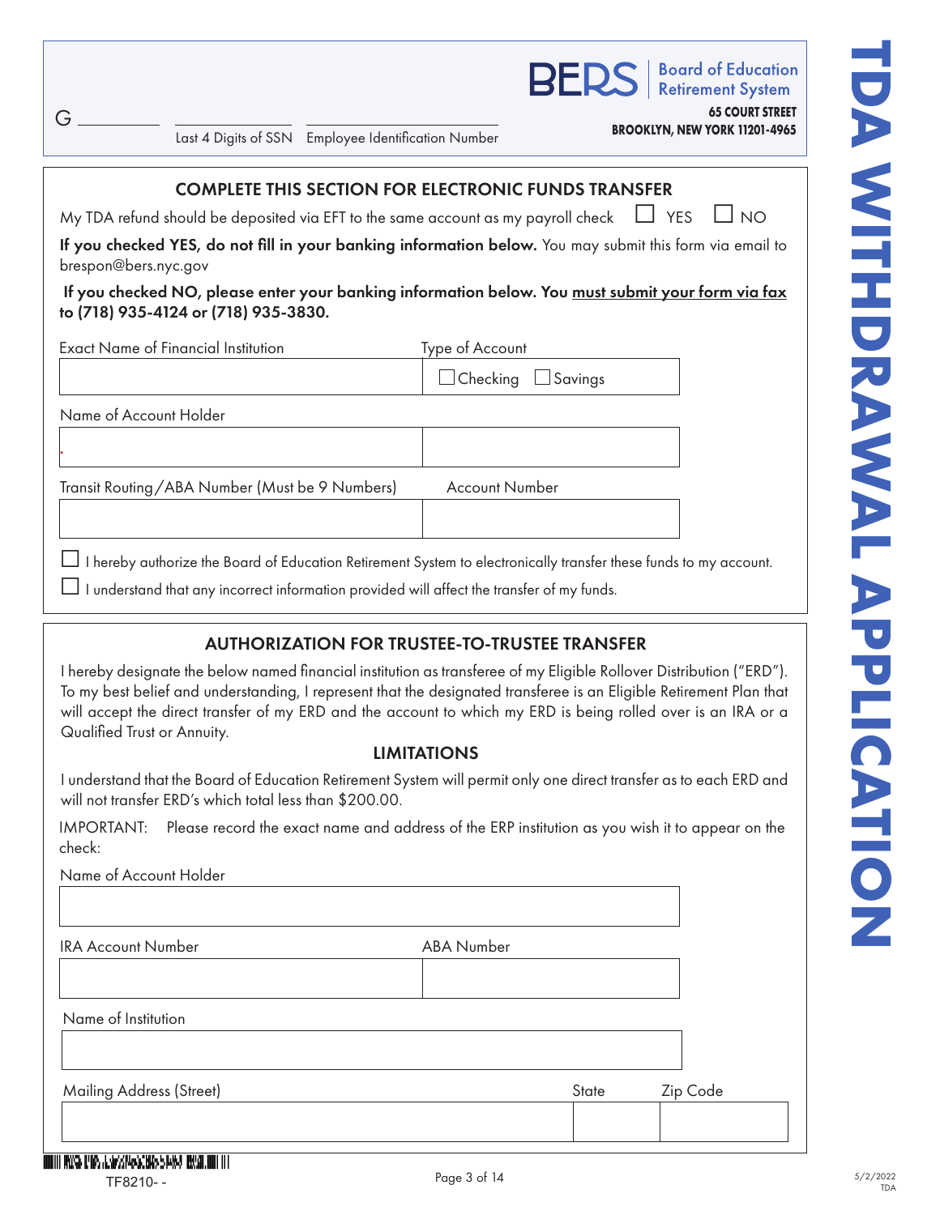G ________ Last 4 Digits of SSN ________ Employee Identification Number ________

**BERS** | Board of Education Retirement System

**65 COURT STREET**
**BROOKLYN, NEW YORK 11201-4965**

# TDA WITHDRAWAL APPLICATION

## COMPLETE THIS SECTION FOR ELECTRONIC FUNDS TRANSFER

My TDA refund should be deposited via EFT to the same account as my payroll check ☐ YES ☐ NO

**If you checked YES, do not fill in your banking information below.** You may submit this form via email to brespon@bers.nyc.gov

**If you checked NO, please enter your banking information below. You must submit your form via fax to (718) 935-4124 or (718) 935-3830.**

| Exact Name of Financial Institution | Type of Account |
| --- | --- |
| | ☐ Checking ☐ Savings |

| Name of Account Holder | |
| --- | --- |
| | |

| Transit Routing/ABA Number (Must be 9 Numbers) | Account Number |
| --- | --- |
| | |

☐ I hereby authorize the Board of Education Retirement System to electronically transfer these funds to my account.

☐ I understand that any incorrect information provided will affect the transfer of my funds.

## AUTHORIZATION FOR TRUSTEE-TO-TRUSTEE TRANSFER

I hereby designate the below named financial institution as transferee of my Eligible Rollover Distribution ("ERD"). To my best belief and understanding, I represent that the designated transferee is an Eligible Retirement Plan that will accept the direct transfer of my ERD and the account to which my ERD is being rolled over is an IRA or a Qualified Trust or Annuity.

### LIMITATIONS

I understand that the Board of Education Retirement System will permit only one direct transfer as to each ERD and will not transfer ERD's which total less than $200.00.

IMPORTANT: Please record the exact name and address of the ERP institution as you wish it to appear on the check:

| Name of Account Holder |
| --- |
| |

| IRA Account Number | ABA Number |
| --- | --- |
| | |

| Name of Institution |
| --- |
| |

| Mailing Address (Street) | State | Zip Code |
| --- | --- | --- |
| | | |

TF8210- -

5/2/2022
TDA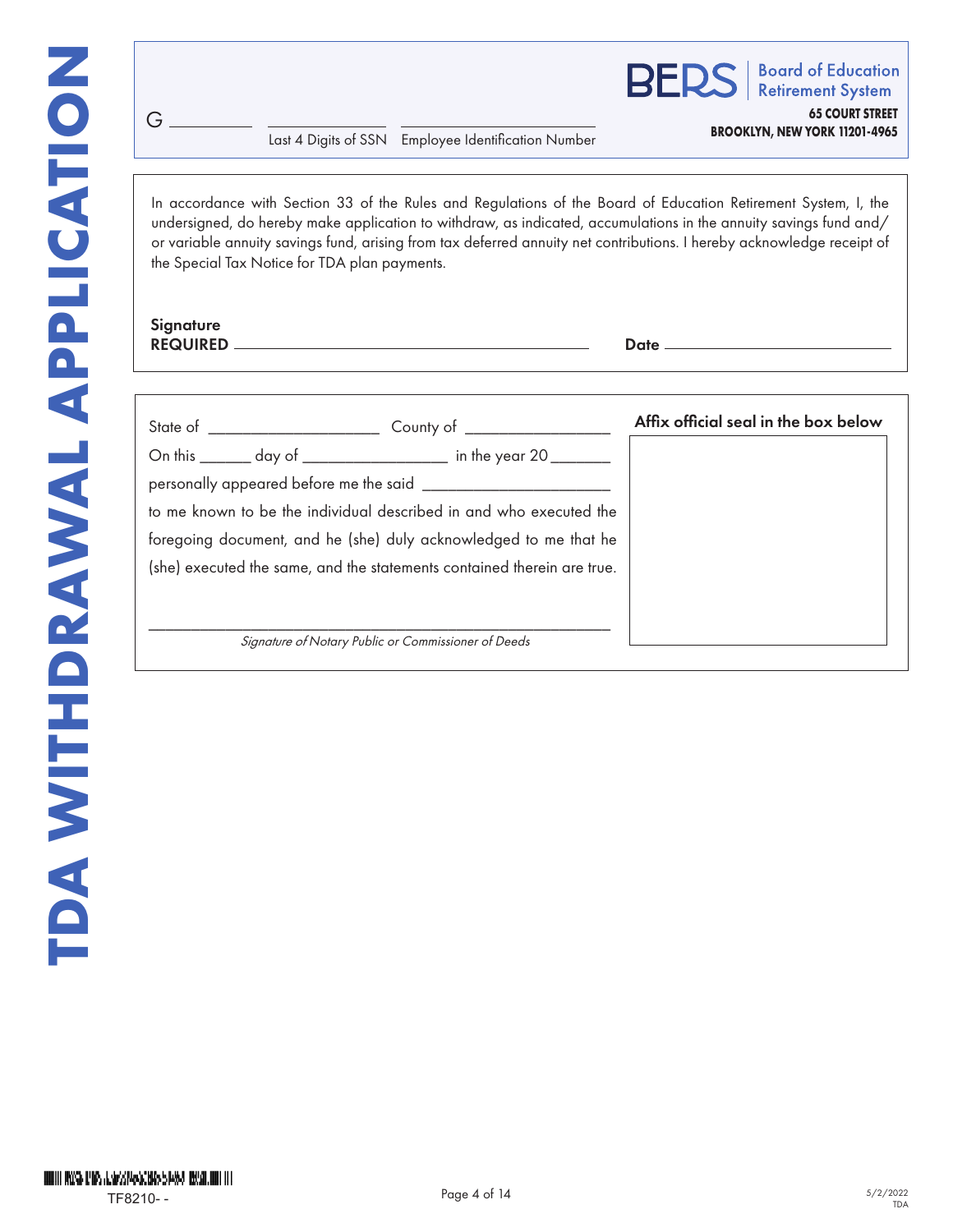# TDA WITHDRAWAL APPLICATION

**BERS** | Board of Education Retirement System

**65 COURT STREET**
**BROOKLYN, NEW YORK 11201-4965**

G ________ ____________ ____________________

Last 4 Digits of SSN | Employee Identification Number

In accordance with Section 33 of the Rules and Regulations of the Board of Education Retirement System, I, the undersigned, do hereby make application to withdraw, as indicated, accumulations in the annuity savings fund and/or variable annuity savings fund, arising from tax deferred annuity net contributions. I hereby acknowledge receipt of the Special Tax Notice for TDA plan payments.

**Signature REQUIRED** ____________________________________ **Date** ____________________

State of ____________________ County of ________________

On this ______ day of _________________ in the year 20_______

personally appeared before me the said ______________________

to me known to be the individual described in and who executed the foregoing document, and he (she) duly acknowledged to me that he (she) executed the same, and the statements contained therein are true.

______________________________________________

*Signature of Notary Public or Commissioner of Deeds*

**Affix official seal in the box below**

TF8210- -

5/2/2022
TDA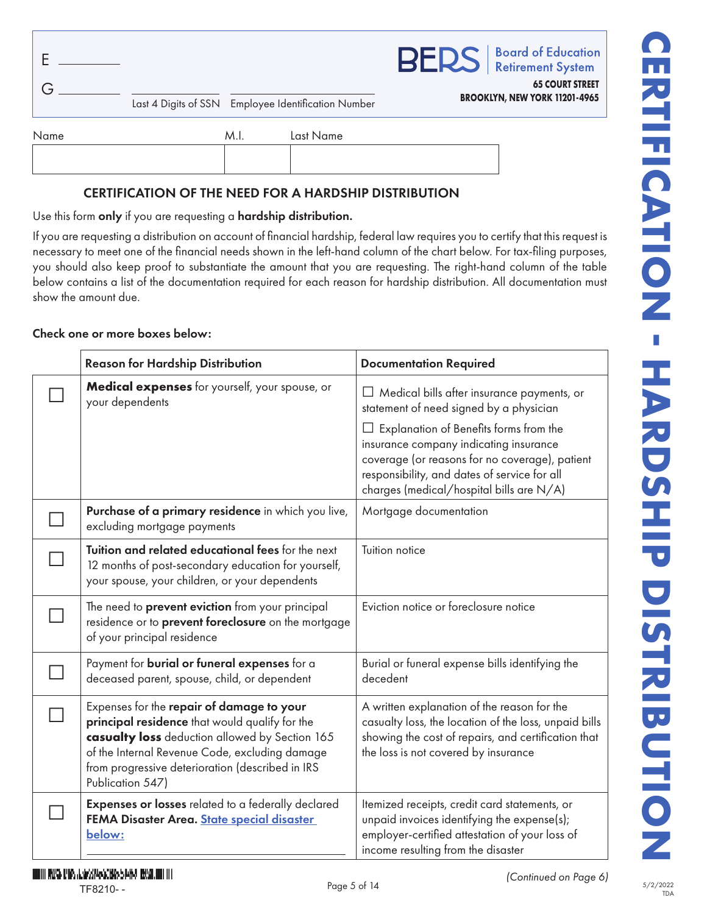E ________

G ________ ________________ ________________

Last 4 Digits of SSN Employee Identification Number

**BERS** Board of Education Retirement System

**65 COURT STREET**
**BROOKLYN, NEW YORK 11201-4965**

| Name | M.I. | Last Name |
|---|---|---|
| | | |

## CERTIFICATION OF THE NEED FOR A HARDSHIP DISTRIBUTION

Use this form **only** if you are requesting a **hardship distribution.**

If you are requesting a distribution on account of financial hardship, federal law requires you to certify that this request is necessary to meet one of the financial needs shown in the left-hand column of the chart below. For tax-filing purposes, you should also keep proof to substantiate the amount that you are requesting. The right-hand column of the table below contains a list of the documentation required for each reason for hardship distribution. All documentation must show the amount due.

**Check one or more boxes below:**

| | Reason for Hardship Distribution | Documentation Required |
|---|---|---|
| ☐ | **Medical expenses** for yourself, your spouse, or your dependents | ☐ Medical bills after insurance payments, or statement of need signed by a physician<br>☐ Explanation of Benefits forms from the insurance company indicating insurance coverage (or reasons for no coverage), patient responsibility, and dates of service for all charges (medical/hospital bills are N/A) |
| ☐ | **Purchase of a primary residence** in which you live, excluding mortgage payments | Mortgage documentation |
| ☐ | **Tuition and related educational fees** for the next 12 months of post-secondary education for yourself, your spouse, your children, or your dependents | Tuition notice |
| ☐ | The need to **prevent eviction** from your principal residence or to **prevent foreclosure** on the mortgage of your principal residence | Eviction notice or foreclosure notice |
| ☐ | Payment for **burial or funeral expenses** for a deceased parent, spouse, child, or dependent | Burial or funeral expense bills identifying the decedent |
| ☐ | Expenses for the **repair of damage to your principal residence** that would qualify for the **casualty loss** deduction allowed by Section 165 of the Internal Revenue Code, excluding damage from progressive deterioration (described in IRS Publication 547) | A written explanation of the reason for the casualty loss, the location of the loss, unpaid bills showing the cost of repairs, and certification that the loss is not covered by insurance |
| ☐ | **Expenses or losses** related to a federally declared **FEMA Disaster Area.** State special disaster below: ________ | Itemized receipts, credit card statements, or unpaid invoices identifying the expense(s); employer-certified attestation of your loss of income resulting from the disaster |

*(Continued on Page 6)*

TF8210- -

5/2/2022
TDA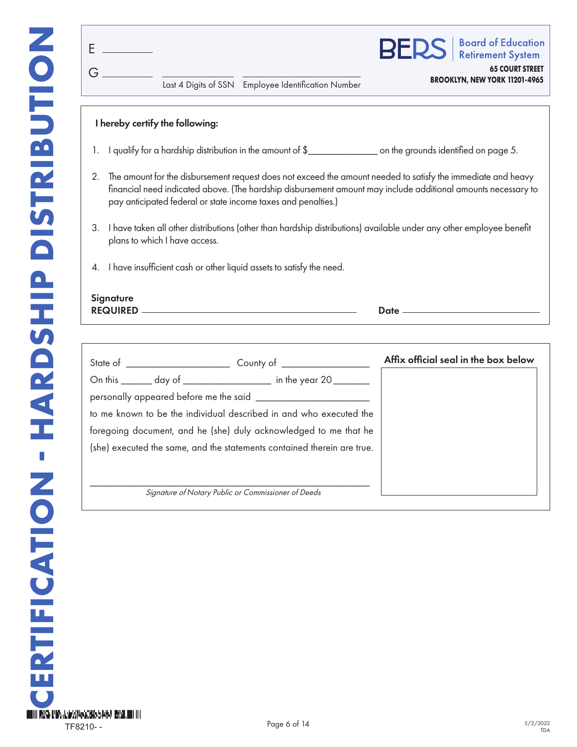# CERTIFICATION - HARDSHIP DISTRIBUTION

E ________

G ________ ________________ ________________________

Last 4 Digits of SSN    Employee Identification Number

**BERS** | Board of Education Retirement System

**65 COURT STREET**
**BROOKLYN, NEW YORK 11201-4965**

**I hereby certify the following:**

1. I qualify for a hardship distribution in the amount of $______________ on the grounds identified on page 5.

2. The amount for the disbursement request does not exceed the amount needed to satisfy the immediate and heavy financial need indicated above. (The hardship disbursement amount may include additional amounts necessary to pay anticipated federal or state income taxes and penalties.)

3. I have taken all other distributions (other than hardship distributions) available under any other employee benefit plans to which I have access.

4. I have insufficient cash or other liquid assets to satisfy the need.

**Signature REQUIRED** ____________________________________________ **Date** ______________________

State of ____________________ County of _________________

On this ______ day of _________________ in the year 20 _______

personally appeared before me the said ______________________

to me known to be the individual described in and who executed the foregoing document, and he (she) duly acknowledged to me that he (she) executed the same, and the statements contained therein are true.

_____________________________________________________

*Signature of Notary Public or Commissioner of Deeds*

**Affix official seal in the box below**

TF8210- -

5/2/2022
TDA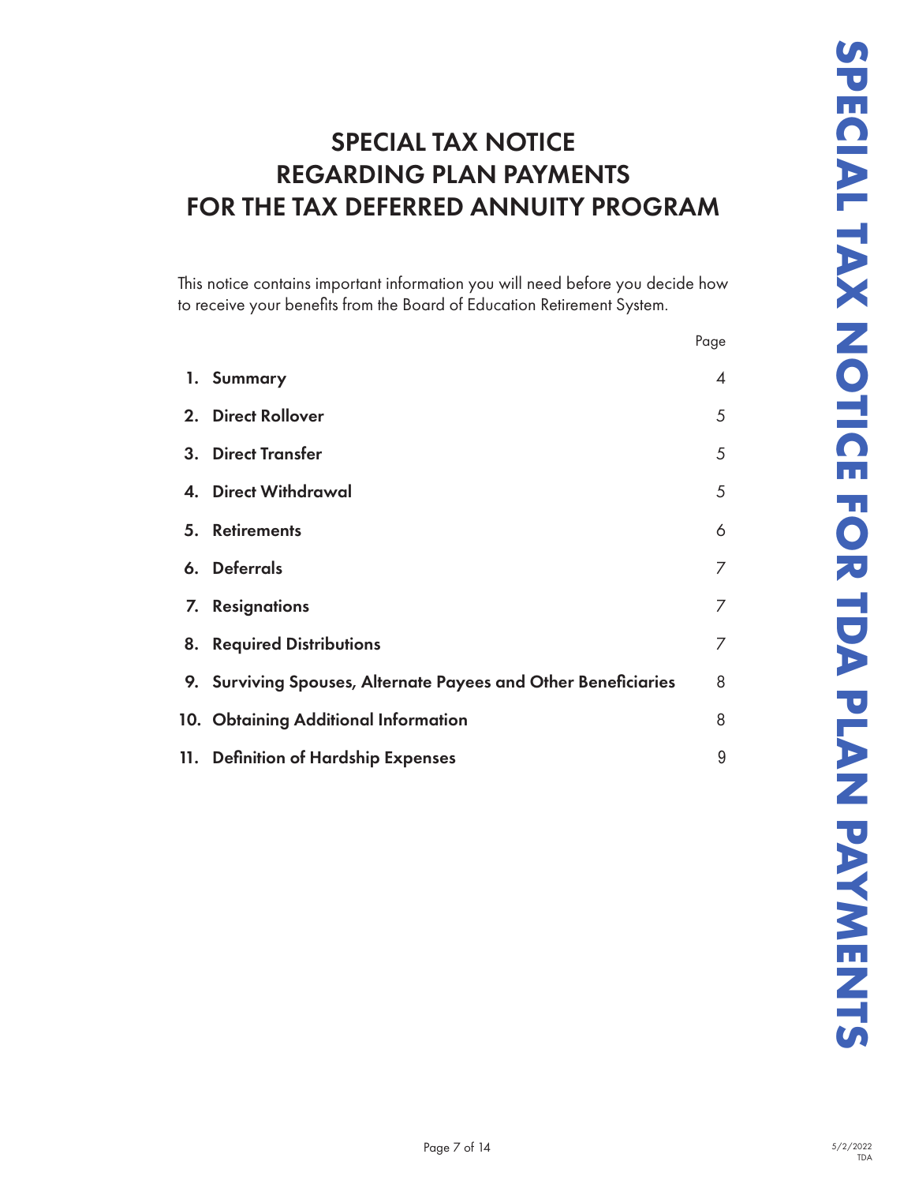# SPECIAL TAX NOTICE REGARDING PLAN PAYMENTS FOR THE TAX DEFERRED ANNUITY PROGRAM

This notice contains important information you will need before you decide how to receive your benefits from the Board of Education Retirement System.

| | Page |
|---|---|
| 1. **Summary** | 4 |
| 2. **Direct Rollover** | 5 |
| 3. **Direct Transfer** | 5 |
| 4. **Direct Withdrawal** | 5 |
| 5. **Retirements** | 6 |
| 6. **Deferrals** | 7 |
| 7. **Resignations** | 7 |
| 8. **Required Distributions** | 7 |
| 9. **Surviving Spouses, Alternate Payees and Other Beneficiaries** | 8 |
| 10. **Obtaining Additional Information** | 8 |
| 11. **Definition of Hardship Expenses** | 9 |

5/2/2022
TDA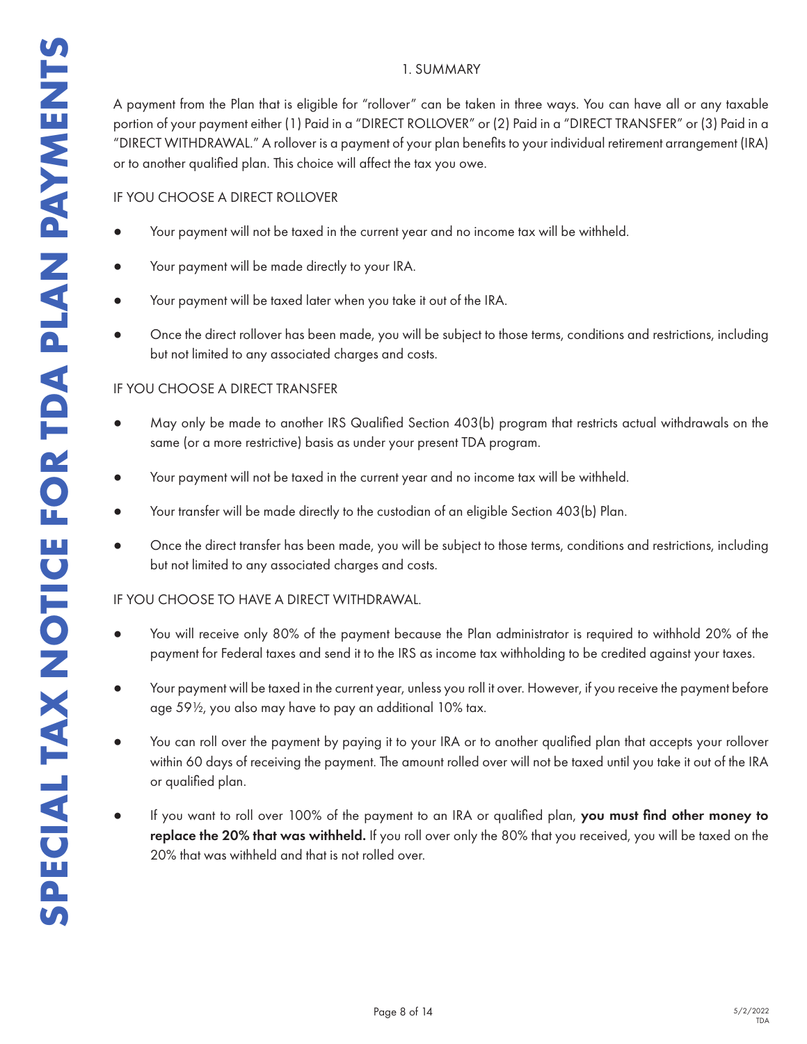## 1. SUMMARY

A payment from the Plan that is eligible for "rollover" can be taken in three ways. You can have all or any taxable portion of your payment either (1) Paid in a "DIRECT ROLLOVER" or (2) Paid in a "DIRECT TRANSFER" or (3) Paid in a "DIRECT WITHDRAWAL." A rollover is a payment of your plan benefits to your individual retirement arrangement (IRA) or to another qualified plan. This choice will affect the tax you owe.

### IF YOU CHOOSE A DIRECT ROLLOVER

- Your payment will not be taxed in the current year and no income tax will be withheld.
- Your payment will be made directly to your IRA.
- Your payment will be taxed later when you take it out of the IRA.
- Once the direct rollover has been made, you will be subject to those terms, conditions and restrictions, including but not limited to any associated charges and costs.

### IF YOU CHOOSE A DIRECT TRANSFER

- May only be made to another IRS Qualified Section 403(b) program that restricts actual withdrawals on the same (or a more restrictive) basis as under your present TDA program.
- Your payment will not be taxed in the current year and no income tax will be withheld.
- Your transfer will be made directly to the custodian of an eligible Section 403(b) Plan.
- Once the direct transfer has been made, you will be subject to those terms, conditions and restrictions, including but not limited to any associated charges and costs.

### IF YOU CHOOSE TO HAVE A DIRECT WITHDRAWAL.

- You will receive only 80% of the payment because the Plan administrator is required to withhold 20% of the payment for Federal taxes and send it to the IRS as income tax withholding to be credited against your taxes.
- Your payment will be taxed in the current year, unless you roll it over. However, if you receive the payment before age 59½, you also may have to pay an additional 10% tax.
- You can roll over the payment by paying it to your IRA or to another qualified plan that accepts your rollover within 60 days of receiving the payment. The amount rolled over will not be taxed until you take it out of the IRA or qualified plan.
- If you want to roll over 100% of the payment to an IRA or qualified plan, **you must find other money to replace the 20% that was withheld.** If you roll over only the 80% that you received, you will be taxed on the 20% that was withheld and that is not rolled over.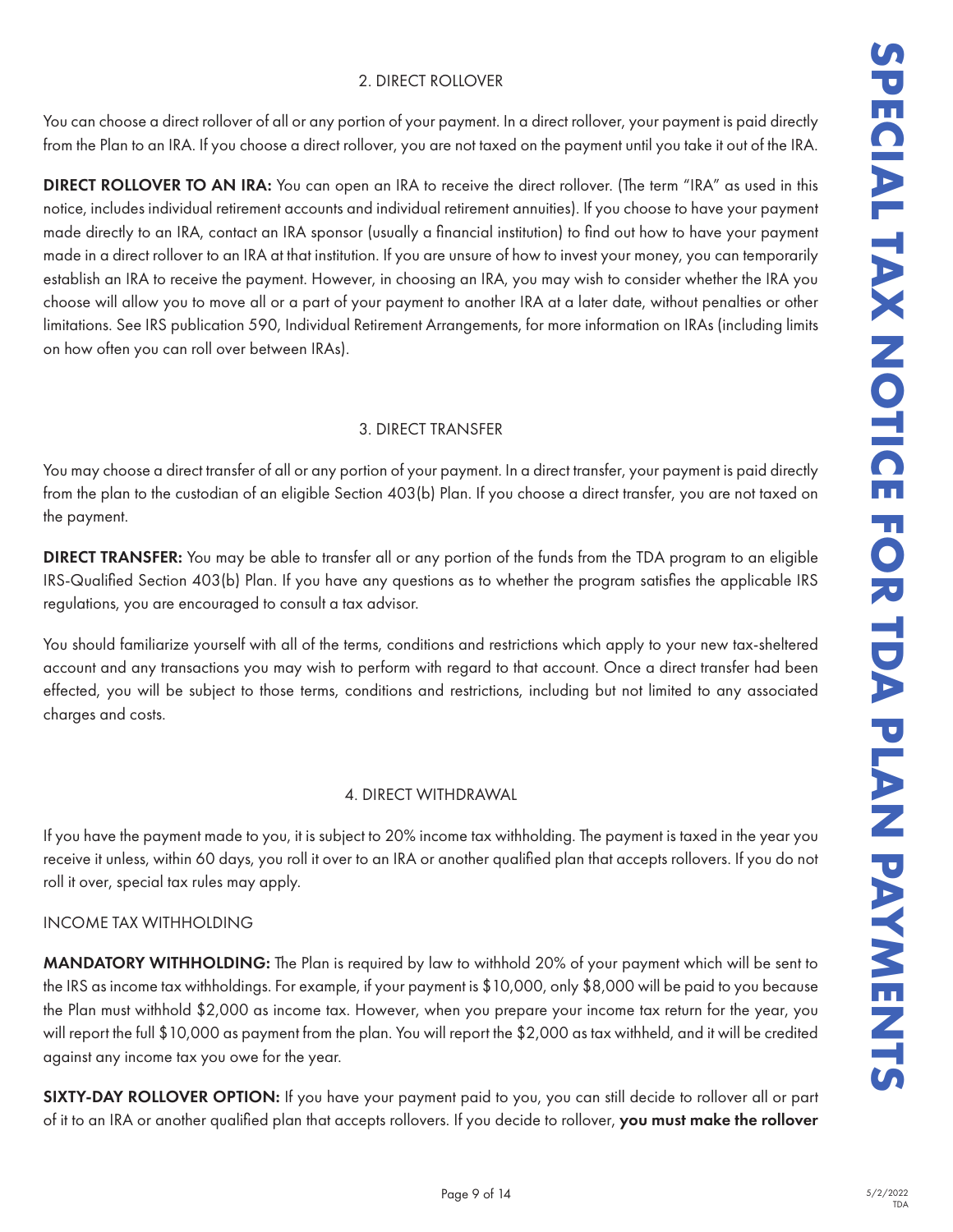## 2. DIRECT ROLLOVER

You can choose a direct rollover of all or any portion of your payment. In a direct rollover, your payment is paid directly from the Plan to an IRA. If you choose a direct rollover, you are not taxed on the payment until you take it out of the IRA.

**DIRECT ROLLOVER TO AN IRA:** You can open an IRA to receive the direct rollover. (The term "IRA" as used in this notice, includes individual retirement accounts and individual retirement annuities). If you choose to have your payment made directly to an IRA, contact an IRA sponsor (usually a financial institution) to find out how to have your payment made in a direct rollover to an IRA at that institution. If you are unsure of how to invest your money, you can temporarily establish an IRA to receive the payment. However, in choosing an IRA, you may wish to consider whether the IRA you choose will allow you to move all or a part of your payment to another IRA at a later date, without penalties or other limitations. See IRS publication 590, Individual Retirement Arrangements, for more information on IRAs (including limits on how often you can roll over between IRAs).

## 3. DIRECT TRANSFER

You may choose a direct transfer of all or any portion of your payment. In a direct transfer, your payment is paid directly from the plan to the custodian of an eligible Section 403(b) Plan. If you choose a direct transfer, you are not taxed on the payment.

**DIRECT TRANSFER:** You may be able to transfer all or any portion of the funds from the TDA program to an eligible IRS-Qualified Section 403(b) Plan. If you have any questions as to whether the program satisfies the applicable IRS regulations, you are encouraged to consult a tax advisor.

You should familiarize yourself with all of the terms, conditions and restrictions which apply to your new tax-sheltered account and any transactions you may wish to perform with regard to that account. Once a direct transfer had been effected, you will be subject to those terms, conditions and restrictions, including but not limited to any associated charges and costs.

## 4. DIRECT WITHDRAWAL

If you have the payment made to you, it is subject to 20% income tax withholding. The payment is taxed in the year you receive it unless, within 60 days, you roll it over to an IRA or another qualified plan that accepts rollovers. If you do not roll it over, special tax rules may apply.

### INCOME TAX WITHHOLDING

**MANDATORY WITHHOLDING:** The Plan is required by law to withhold 20% of your payment which will be sent to the IRS as income tax withholdings. For example, if your payment is $10,000, only $8,000 will be paid to you because the Plan must withhold $2,000 as income tax. However, when you prepare your income tax return for the year, you will report the full $10,000 as payment from the plan. You will report the $2,000 as tax withheld, and it will be credited against any income tax you owe for the year.

**SIXTY-DAY ROLLOVER OPTION:** If you have your payment paid to you, you can still decide to rollover all or part of it to an IRA or another qualified plan that accepts rollovers. If you decide to rollover, **you must make the rollover**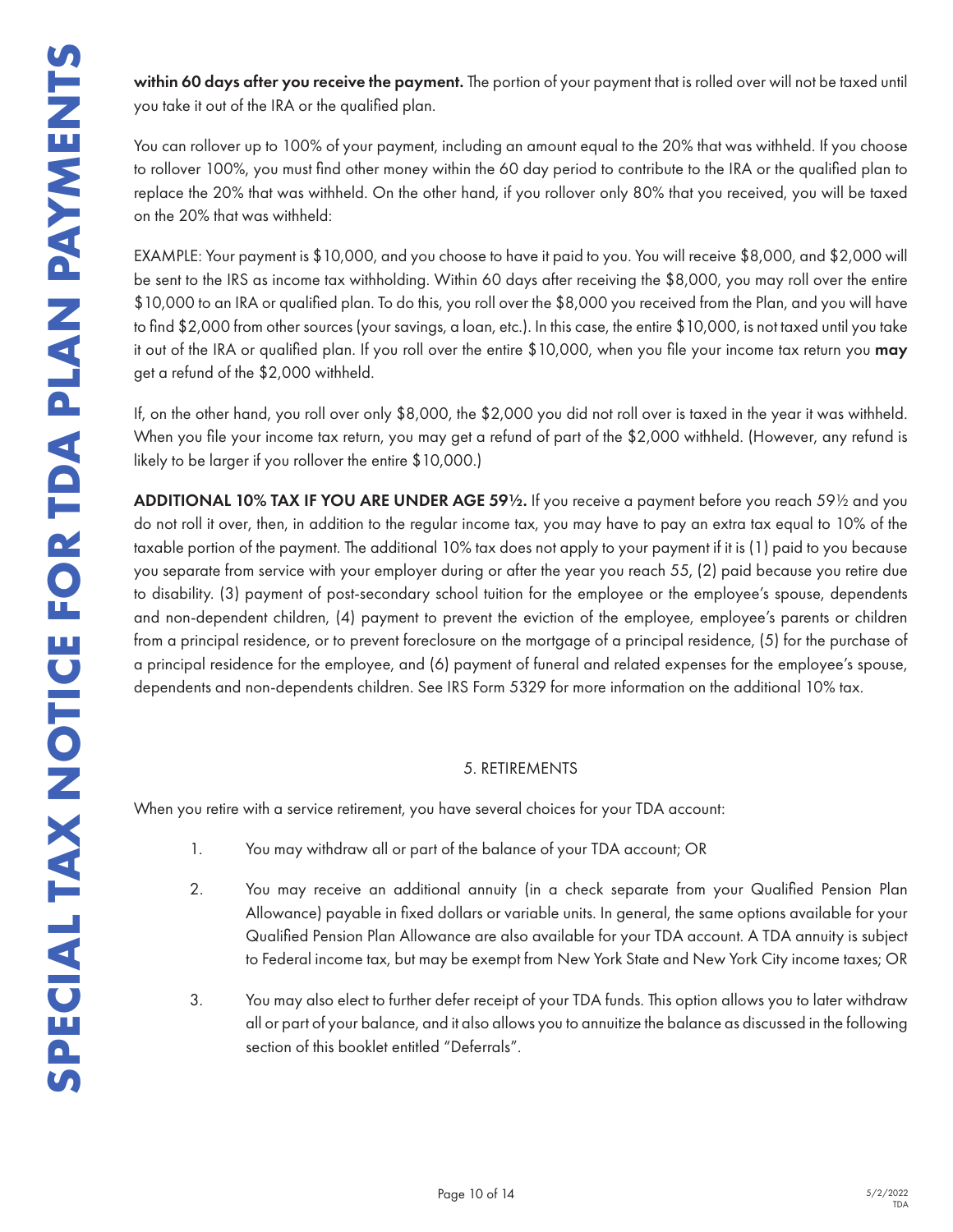**within 60 days after you receive the payment.** The portion of your payment that is rolled over will not be taxed until you take it out of the IRA or the qualified plan.

You can rollover up to 100% of your payment, including an amount equal to the 20% that was withheld. If you choose to rollover 100%, you must find other money within the 60 day period to contribute to the IRA or the qualified plan to replace the 20% that was withheld. On the other hand, if you rollover only 80% that you received, you will be taxed on the 20% that was withheld:

EXAMPLE: Your payment is $10,000, and you choose to have it paid to you. You will receive $8,000, and $2,000 will be sent to the IRS as income tax withholding. Within 60 days after receiving the $8,000, you may roll over the entire $10,000 to an IRA or qualified plan. To do this, you roll over the $8,000 you received from the Plan, and you will have to find $2,000 from other sources (your savings, a loan, etc.). In this case, the entire $10,000, is not taxed until you take it out of the IRA or qualified plan. If you roll over the entire $10,000, when you file your income tax return you **may** get a refund of the $2,000 withheld.

If, on the other hand, you roll over only $8,000, the $2,000 you did not roll over is taxed in the year it was withheld. When you file your income tax return, you may get a refund of part of the $2,000 withheld. (However, any refund is likely to be larger if you rollover the entire $10,000.)

**ADDITIONAL 10% TAX IF YOU ARE UNDER AGE 59½.** If you receive a payment before you reach 59½ and you do not roll it over, then, in addition to the regular income tax, you may have to pay an extra tax equal to 10% of the taxable portion of the payment. The additional 10% tax does not apply to your payment if it is (1) paid to you because you separate from service with your employer during or after the year you reach 55, (2) paid because you retire due to disability. (3) payment of post-secondary school tuition for the employee or the employee's spouse, dependents and non-dependent children, (4) payment to prevent the eviction of the employee, employee's parents or children from a principal residence, or to prevent foreclosure on the mortgage of a principal residence, (5) for the purchase of a principal residence for the employee, and (6) payment of funeral and related expenses for the employee's spouse, dependents and non-dependents children. See IRS Form 5329 for more information on the additional 10% tax.

## 5. RETIREMENTS

When you retire with a service retirement, you have several choices for your TDA account:

1. You may withdraw all or part of the balance of your TDA account; OR
2. You may receive an additional annuity (in a check separate from your Qualified Pension Plan Allowance) payable in fixed dollars or variable units. In general, the same options available for your Qualified Pension Plan Allowance are also available for your TDA account. A TDA annuity is subject to Federal income tax, but may be exempt from New York State and New York City income taxes; OR
3. You may also elect to further defer receipt of your TDA funds. This option allows you to later withdraw all or part of your balance, and it also allows you to annuitize the balance as discussed in the following section of this booklet entitled "Deferrals".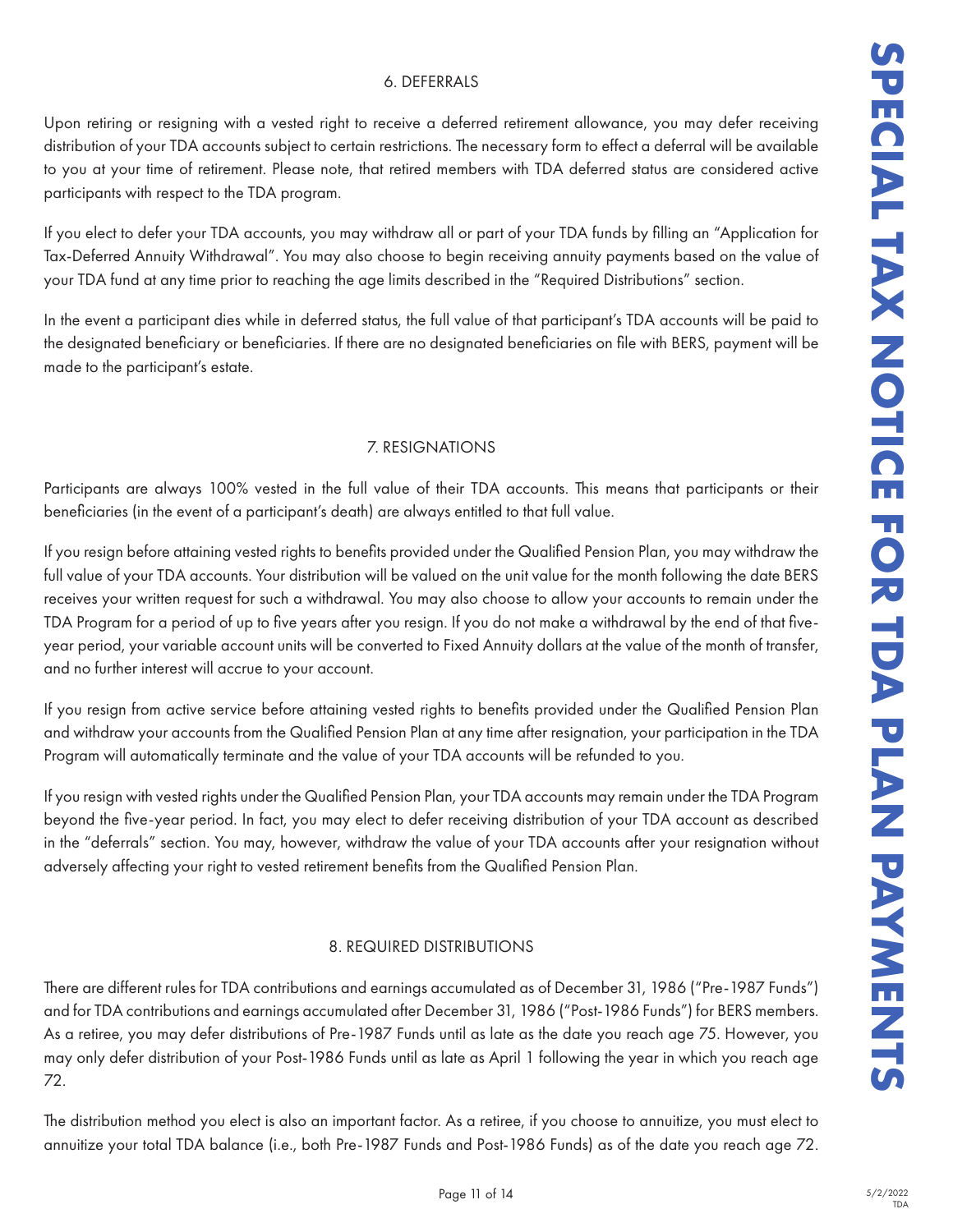## 6. DEFERRALS

Upon retiring or resigning with a vested right to receive a deferred retirement allowance, you may defer receiving distribution of your TDA accounts subject to certain restrictions. The necessary form to effect a deferral will be available to you at your time of retirement. Please note, that retired members with TDA deferred status are considered active participants with respect to the TDA program.

If you elect to defer your TDA accounts, you may withdraw all or part of your TDA funds by filling an "Application for Tax-Deferred Annuity Withdrawal". You may also choose to begin receiving annuity payments based on the value of your TDA fund at any time prior to reaching the age limits described in the "Required Distributions" section.

In the event a participant dies while in deferred status, the full value of that participant's TDA accounts will be paid to the designated beneficiary or beneficiaries. If there are no designated beneficiaries on file with BERS, payment will be made to the participant's estate.

## 7. RESIGNATIONS

Participants are always 100% vested in the full value of their TDA accounts. This means that participants or their beneficiaries (in the event of a participant's death) are always entitled to that full value.

If you resign before attaining vested rights to benefits provided under the Qualified Pension Plan, you may withdraw the full value of your TDA accounts. Your distribution will be valued on the unit value for the month following the date BERS receives your written request for such a withdrawal. You may also choose to allow your accounts to remain under the TDA Program for a period of up to five years after you resign. If you do not make a withdrawal by the end of that five-year period, your variable account units will be converted to Fixed Annuity dollars at the value of the month of transfer, and no further interest will accrue to your account.

If you resign from active service before attaining vested rights to benefits provided under the Qualified Pension Plan and withdraw your accounts from the Qualified Pension Plan at any time after resignation, your participation in the TDA Program will automatically terminate and the value of your TDA accounts will be refunded to you.

If you resign with vested rights under the Qualified Pension Plan, your TDA accounts may remain under the TDA Program beyond the five-year period. In fact, you may elect to defer receiving distribution of your TDA account as described in the "deferrals" section. You may, however, withdraw the value of your TDA accounts after your resignation without adversely affecting your right to vested retirement benefits from the Qualified Pension Plan.

## 8. REQUIRED DISTRIBUTIONS

There are different rules for TDA contributions and earnings accumulated as of December 31, 1986 ("Pre-1987 Funds") and for TDA contributions and earnings accumulated after December 31, 1986 ("Post-1986 Funds") for BERS members. As a retiree, you may defer distributions of Pre-1987 Funds until as late as the date you reach age 75. However, you may only defer distribution of your Post-1986 Funds until as late as April 1 following the year in which you reach age 72.

The distribution method you elect is also an important factor. As a retiree, if you choose to annuitize, you must elect to annuitize your total TDA balance (i.e., both Pre-1987 Funds and Post-1986 Funds) as of the date you reach age 72.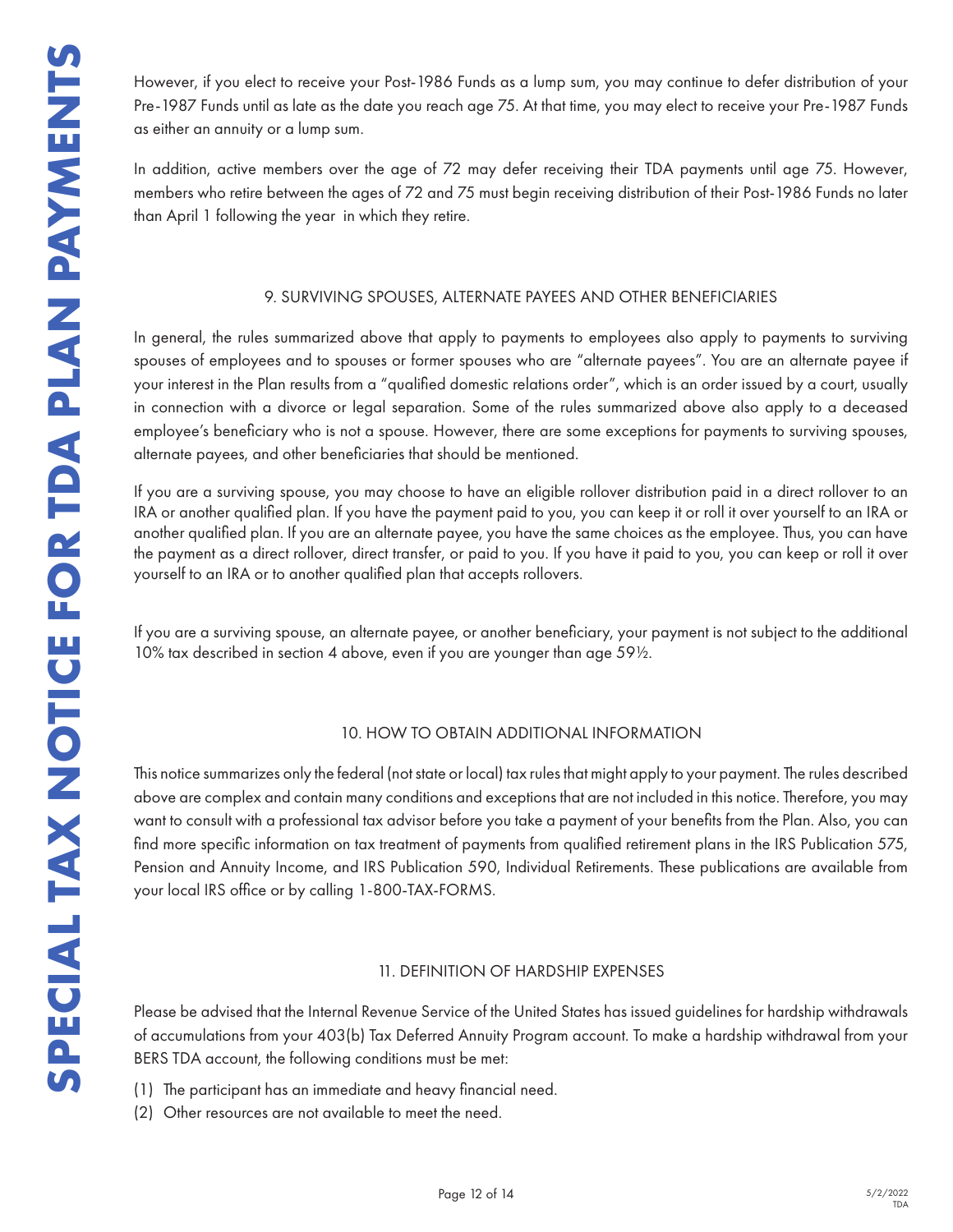However, if you elect to receive your Post-1986 Funds as a lump sum, you may continue to defer distribution of your Pre-1987 Funds until as late as the date you reach age 75. At that time, you may elect to receive your Pre-1987 Funds as either an annuity or a lump sum.

In addition, active members over the age of 72 may defer receiving their TDA payments until age 75. However, members who retire between the ages of 72 and 75 must begin receiving distribution of their Post-1986 Funds no later than April 1 following the year in which they retire.

## 9. SURVIVING SPOUSES, ALTERNATE PAYEES AND OTHER BENEFICIARIES

In general, the rules summarized above that apply to payments to employees also apply to payments to surviving spouses of employees and to spouses or former spouses who are "alternate payees". You are an alternate payee if your interest in the Plan results from a "qualified domestic relations order", which is an order issued by a court, usually in connection with a divorce or legal separation. Some of the rules summarized above also apply to a deceased employee's beneficiary who is not a spouse. However, there are some exceptions for payments to surviving spouses, alternate payees, and other beneficiaries that should be mentioned.

If you are a surviving spouse, you may choose to have an eligible rollover distribution paid in a direct rollover to an IRA or another qualified plan. If you have the payment paid to you, you can keep it or roll it over yourself to an IRA or another qualified plan. If you are an alternate payee, you have the same choices as the employee. Thus, you can have the payment as a direct rollover, direct transfer, or paid to you. If you have it paid to you, you can keep or roll it over yourself to an IRA or to another qualified plan that accepts rollovers.

If you are a surviving spouse, an alternate payee, or another beneficiary, your payment is not subject to the additional 10% tax described in section 4 above, even if you are younger than age 59½.

## 10. HOW TO OBTAIN ADDITIONAL INFORMATION

This notice summarizes only the federal (not state or local) tax rules that might apply to your payment. The rules described above are complex and contain many conditions and exceptions that are not included in this notice. Therefore, you may want to consult with a professional tax advisor before you take a payment of your benefits from the Plan. Also, you can find more specific information on tax treatment of payments from qualified retirement plans in the IRS Publication 575, Pension and Annuity Income, and IRS Publication 590, Individual Retirements. These publications are available from your local IRS office or by calling 1-800-TAX-FORMS.

## 11. DEFINITION OF HARDSHIP EXPENSES

Please be advised that the Internal Revenue Service of the United States has issued guidelines for hardship withdrawals of accumulations from your 403(b) Tax Deferred Annuity Program account. To make a hardship withdrawal from your BERS TDA account, the following conditions must be met:

(1) The participant has an immediate and heavy financial need.
(2) Other resources are not available to meet the need.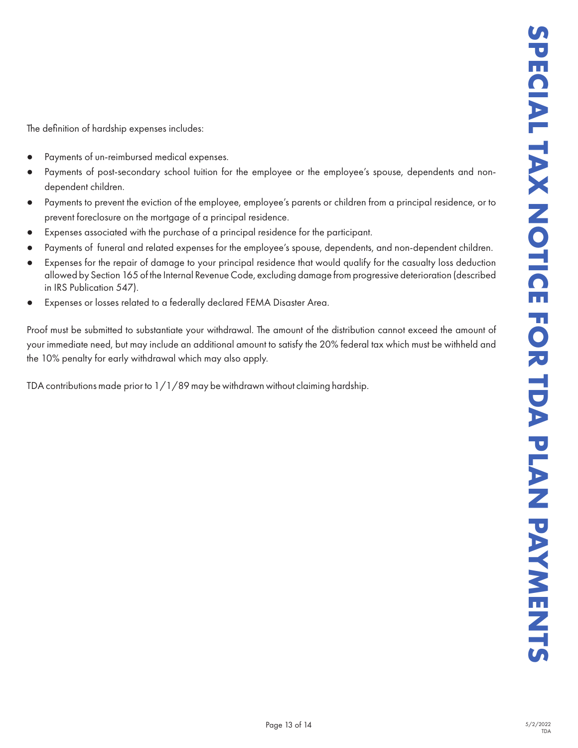The definition of hardship expenses includes:

- Payments of un-reimbursed medical expenses.
- Payments of post-secondary school tuition for the employee or the employee's spouse, dependents and non-dependent children.
- Payments to prevent the eviction of the employee, employee's parents or children from a principal residence, or to prevent foreclosure on the mortgage of a principal residence.
- Expenses associated with the purchase of a principal residence for the participant.
- Payments of funeral and related expenses for the employee's spouse, dependents, and non-dependent children.
- Expenses for the repair of damage to your principal residence that would qualify for the casualty loss deduction allowed by Section 165 of the Internal Revenue Code, excluding damage from progressive deterioration (described in IRS Publication 547).
- Expenses or losses related to a federally declared FEMA Disaster Area.

Proof must be submitted to substantiate your withdrawal. The amount of the distribution cannot exceed the amount of your immediate need, but may include an additional amount to satisfy the 20% federal tax which must be withheld and the 10% penalty for early withdrawal which may also apply.

TDA contributions made prior to 1/1/89 may be withdrawn without claiming hardship.